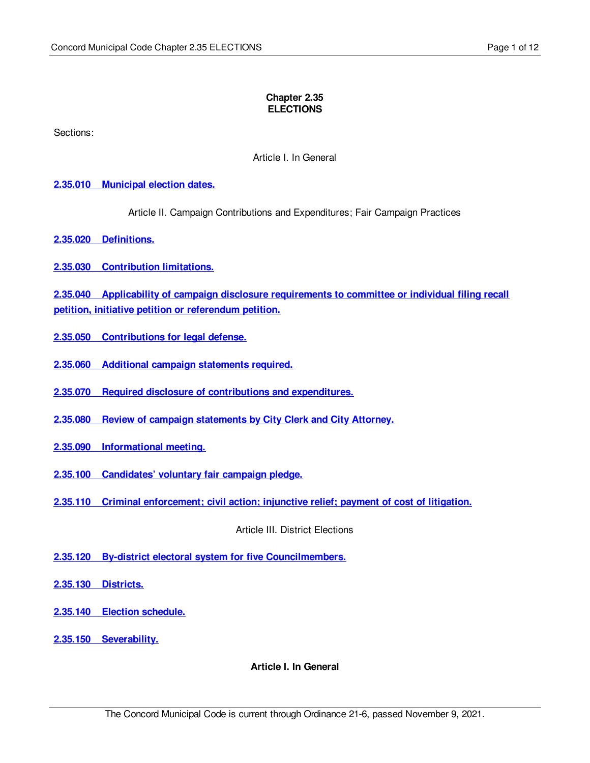# Chapter 2.35
# ELECTIONS

Sections:

Article I. In General

**2.35.010 Municipal election dates.**

Article II. Campaign Contributions and Expenditures; Fair Campaign Practices

**2.35.020 Definitions.**

**2.35.030 Contribution limitations.**

**2.35.040 Applicability of campaign disclosure requirements to committee or individual filing recall petition, initiative petition or referendum petition.**

**2.35.050 Contributions for legal defense.**

**2.35.060 Additional campaign statements required.**

**2.35.070 Required disclosure of contributions and expenditures.**

**2.35.080 Review of campaign statements by City Clerk and City Attorney.**

**2.35.090 Informational meeting.**

**2.35.100 Candidates' voluntary fair campaign pledge.**

**2.35.110 Criminal enforcement; civil action; injunctive relief; payment of cost of litigation.**

Article III. District Elections

**2.35.120 By-district electoral system for five Councilmembers.**

**2.35.130 Districts.**

**2.35.140 Election schedule.**

**2.35.150 Severability.**

## Article I. In General

The Concord Municipal Code is current through Ordinance 21-6, passed November 9, 2021.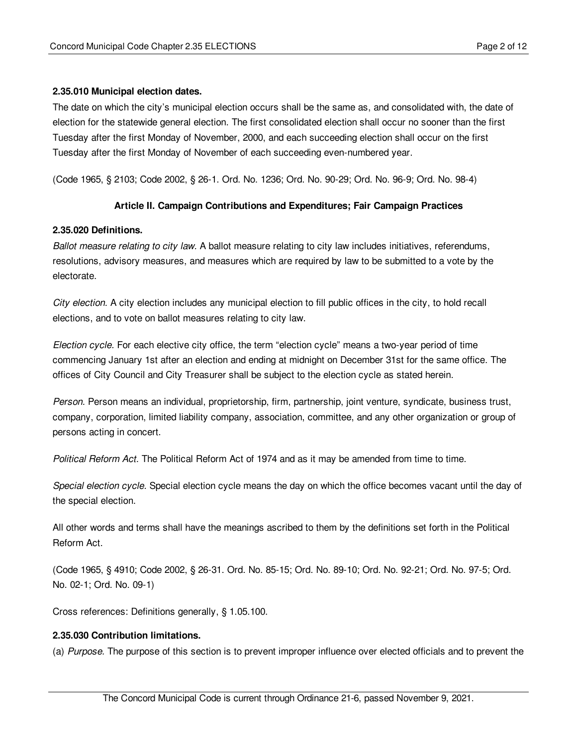**2.35.010 Municipal election dates.**

The date on which the city's municipal election occurs shall be the same as, and consolidated with, the date of election for the statewide general election. The first consolidated election shall occur no sooner than the first Tuesday after the first Monday of November, 2000, and each succeeding election shall occur on the first Tuesday after the first Monday of November of each succeeding even-numbered year.

(Code 1965, § 2103; Code 2002, § 26-1. Ord. No. 1236; Ord. No. 90-29; Ord. No. 96-9; Ord. No. 98-4)

## Article II. Campaign Contributions and Expenditures; Fair Campaign Practices

**2.35.020 Definitions.**

*Ballot measure relating to city law.* A ballot measure relating to city law includes initiatives, referendums, resolutions, advisory measures, and measures which are required by law to be submitted to a vote by the electorate.

*City election.* A city election includes any municipal election to fill public offices in the city, to hold recall elections, and to vote on ballot measures relating to city law.

*Election cycle.* For each elective city office, the term "election cycle" means a two-year period of time commencing January 1st after an election and ending at midnight on December 31st for the same office. The offices of City Council and City Treasurer shall be subject to the election cycle as stated herein.

*Person.* Person means an individual, proprietorship, firm, partnership, joint venture, syndicate, business trust, company, corporation, limited liability company, association, committee, and any other organization or group of persons acting in concert.

*Political Reform Act.* The Political Reform Act of 1974 and as it may be amended from time to time.

*Special election cycle.* Special election cycle means the day on which the office becomes vacant until the day of the special election.

All other words and terms shall have the meanings ascribed to them by the definitions set forth in the Political Reform Act.

(Code 1965, § 4910; Code 2002, § 26-31. Ord. No. 85-15; Ord. No. 89-10; Ord. No. 92-21; Ord. No. 97-5; Ord. No. 02-1; Ord. No. 09-1)

Cross references: Definitions generally, § 1.05.100.

**2.35.030 Contribution limitations.**

(a) *Purpose.* The purpose of this section is to prevent improper influence over elected officials and to prevent the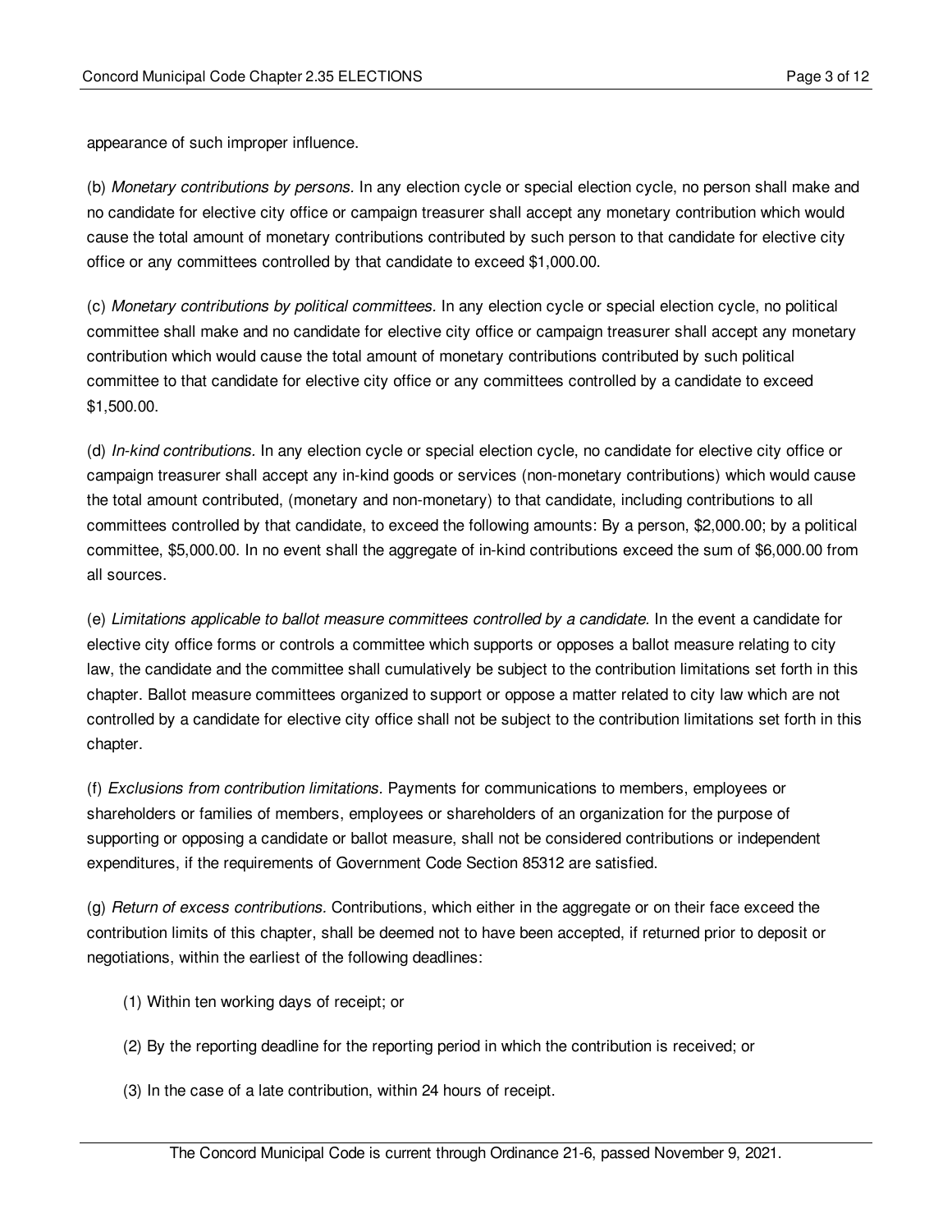appearance of such improper influence.

(b) *Monetary contributions by persons.* In any election cycle or special election cycle, no person shall make and no candidate for elective city office or campaign treasurer shall accept any monetary contribution which would cause the total amount of monetary contributions contributed by such person to that candidate for elective city office or any committees controlled by that candidate to exceed $1,000.00.

(c) *Monetary contributions by political committees.* In any election cycle or special election cycle, no political committee shall make and no candidate for elective city office or campaign treasurer shall accept any monetary contribution which would cause the total amount of monetary contributions contributed by such political committee to that candidate for elective city office or any committees controlled by a candidate to exceed $1,500.00.

(d) *In-kind contributions.* In any election cycle or special election cycle, no candidate for elective city office or campaign treasurer shall accept any in-kind goods or services (non-monetary contributions) which would cause the total amount contributed, (monetary and non-monetary) to that candidate, including contributions to all committees controlled by that candidate, to exceed the following amounts: By a person, $2,000.00; by a political committee, $5,000.00. In no event shall the aggregate of in-kind contributions exceed the sum of $6,000.00 from all sources.

(e) *Limitations applicable to ballot measure committees controlled by a candidate.* In the event a candidate for elective city office forms or controls a committee which supports or opposes a ballot measure relating to city law, the candidate and the committee shall cumulatively be subject to the contribution limitations set forth in this chapter. Ballot measure committees organized to support or oppose a matter related to city law which are not controlled by a candidate for elective city office shall not be subject to the contribution limitations set forth in this chapter.

(f) *Exclusions from contribution limitations.* Payments for communications to members, employees or shareholders or families of members, employees or shareholders of an organization for the purpose of supporting or opposing a candidate or ballot measure, shall not be considered contributions or independent expenditures, if the requirements of Government Code Section 85312 are satisfied.

(g) *Return of excess contributions.* Contributions, which either in the aggregate or on their face exceed the contribution limits of this chapter, shall be deemed not to have been accepted, if returned prior to deposit or negotiations, within the earliest of the following deadlines:

(1) Within ten working days of receipt; or

(2) By the reporting deadline for the reporting period in which the contribution is received; or

(3) In the case of a late contribution, within 24 hours of receipt.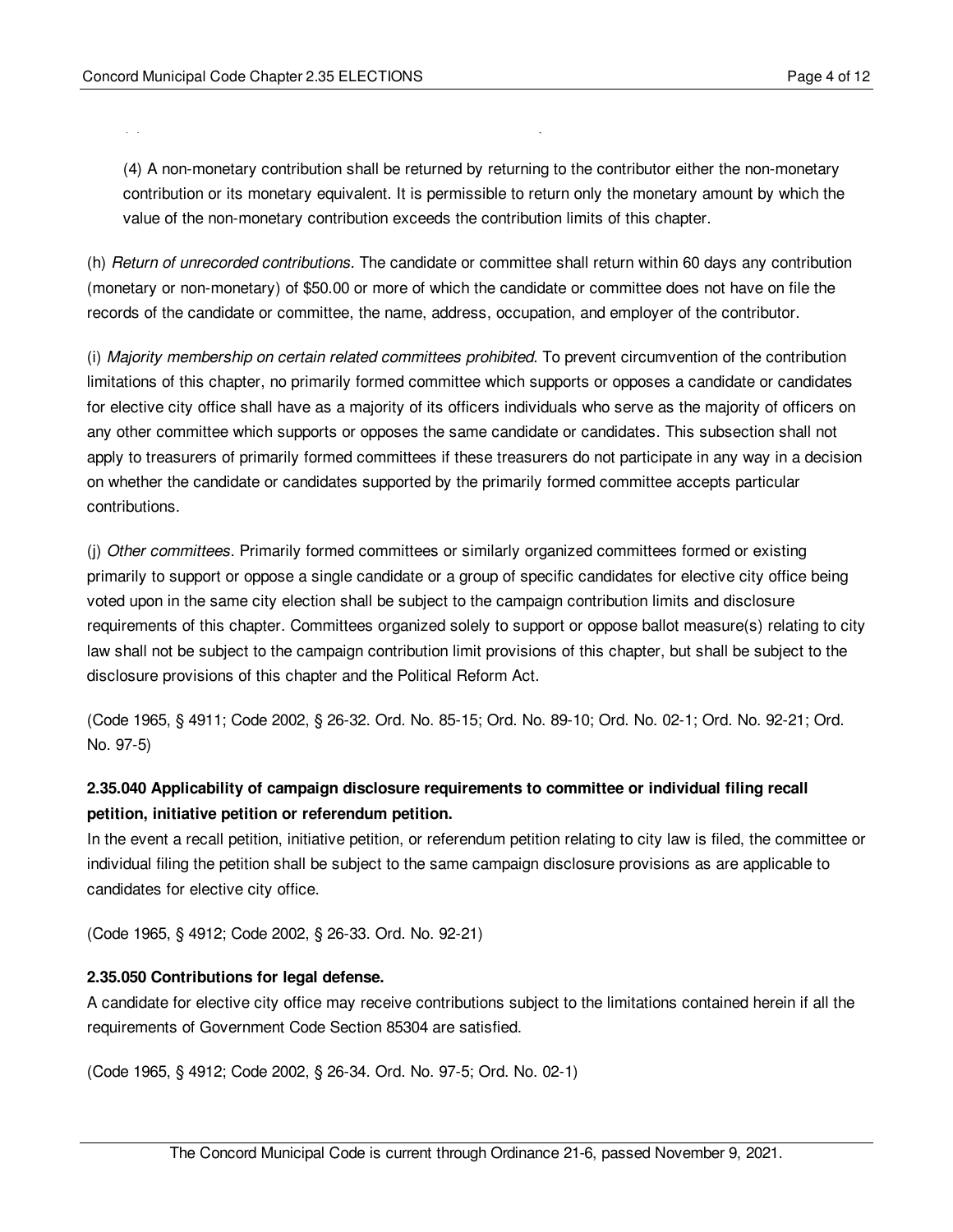(4) A non-monetary contribution shall be returned by returning to the contributor either the non-monetary contribution or its monetary equivalent. It is permissible to return only the monetary amount by which the value of the non-monetary contribution exceeds the contribution limits of this chapter.

(h) *Return of unrecorded contributions.* The candidate or committee shall return within 60 days any contribution (monetary or non-monetary) of $50.00 or more of which the candidate or committee does not have on file the records of the candidate or committee, the name, address, occupation, and employer of the contributor.

(i) *Majority membership on certain related committees prohibited.* To prevent circumvention of the contribution limitations of this chapter, no primarily formed committee which supports or opposes a candidate or candidates for elective city office shall have as a majority of its officers individuals who serve as the majority of officers on any other committee which supports or opposes the same candidate or candidates. This subsection shall not apply to treasurers of primarily formed committees if these treasurers do not participate in any way in a decision on whether the candidate or candidates supported by the primarily formed committee accepts particular contributions.

(j) *Other committees.* Primarily formed committees or similarly organized committees formed or existing primarily to support or oppose a single candidate or a group of specific candidates for elective city office being voted upon in the same city election shall be subject to the campaign contribution limits and disclosure requirements of this chapter. Committees organized solely to support or oppose ballot measure(s) relating to city law shall not be subject to the campaign contribution limit provisions of this chapter, but shall be subject to the disclosure provisions of this chapter and the Political Reform Act.

(Code 1965, § 4911; Code 2002, § 26-32. Ord. No. 85-15; Ord. No. 89-10; Ord. No. 02-1; Ord. No. 92-21; Ord. No. 97-5)

**2.35.040 Applicability of campaign disclosure requirements to committee or individual filing recall petition, initiative petition or referendum petition.**

In the event a recall petition, initiative petition, or referendum petition relating to city law is filed, the committee or individual filing the petition shall be subject to the same campaign disclosure provisions as are applicable to candidates for elective city office.

(Code 1965, § 4912; Code 2002, § 26-33. Ord. No. 92-21)

**2.35.050 Contributions for legal defense.**

A candidate for elective city office may receive contributions subject to the limitations contained herein if all the requirements of Government Code Section 85304 are satisfied.

(Code 1965, § 4912; Code 2002, § 26-34. Ord. No. 97-5; Ord. No. 02-1)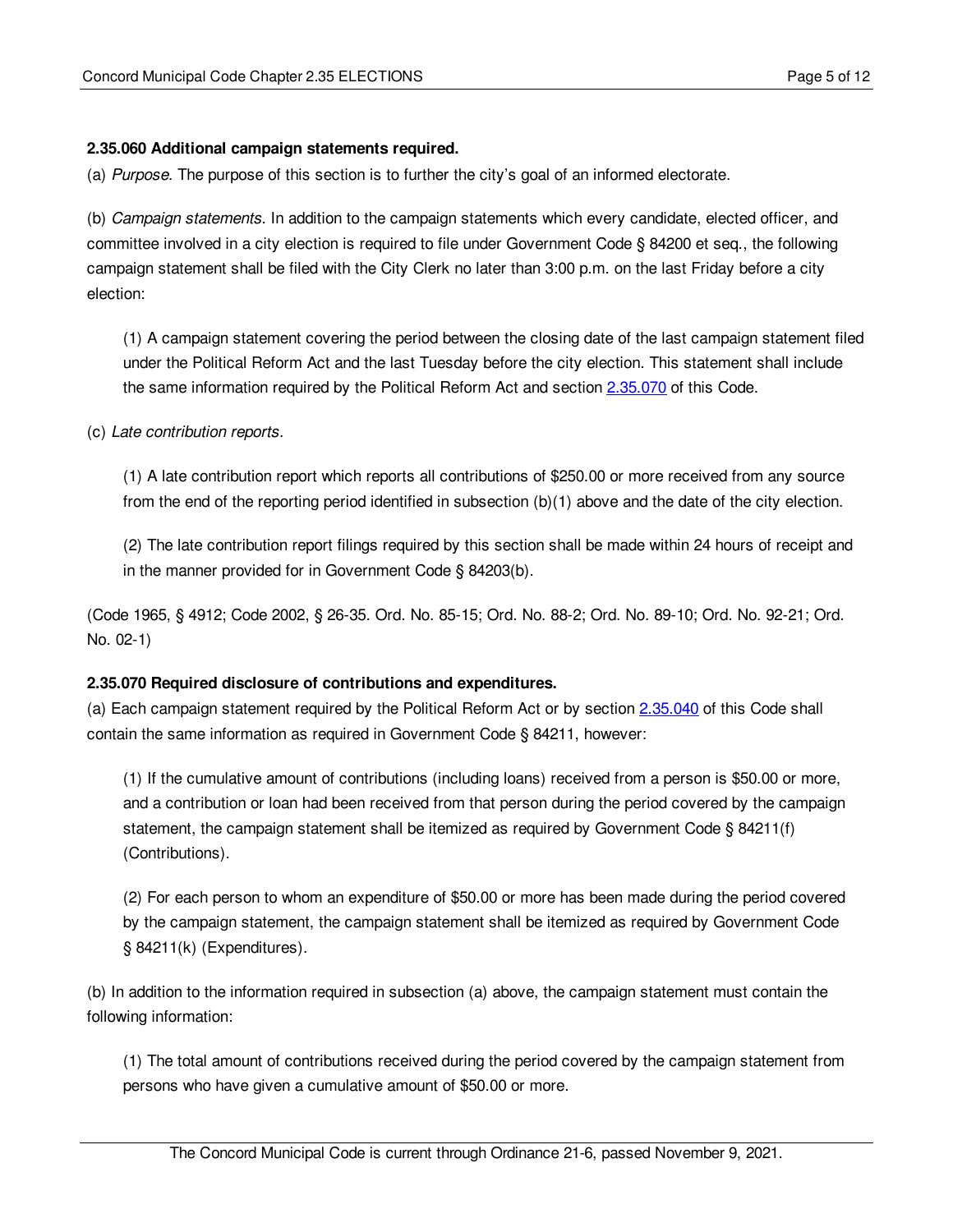**2.35.060 Additional campaign statements required.**

(a) *Purpose.* The purpose of this section is to further the city's goal of an informed electorate.

(b) *Campaign statements.* In addition to the campaign statements which every candidate, elected officer, and committee involved in a city election is required to file under Government Code § 84200 et seq., the following campaign statement shall be filed with the City Clerk no later than 3:00 p.m. on the last Friday before a city election:

(1) A campaign statement covering the period between the closing date of the last campaign statement filed under the Political Reform Act and the last Tuesday before the city election. This statement shall include the same information required by the Political Reform Act and section [2.35.070](2.35.070) of this Code.

(c) *Late contribution reports.*

(1) A late contribution report which reports all contributions of $250.00 or more received from any source from the end of the reporting period identified in subsection (b)(1) above and the date of the city election.

(2) The late contribution report filings required by this section shall be made within 24 hours of receipt and in the manner provided for in Government Code § 84203(b).

(Code 1965, § 4912; Code 2002, § 26-35. Ord. No. 85-15; Ord. No. 88-2; Ord. No. 89-10; Ord. No. 92-21; Ord. No. 02-1)

**2.35.070 Required disclosure of contributions and expenditures.**

(a) Each campaign statement required by the Political Reform Act or by section [2.35.040](2.35.040) of this Code shall contain the same information as required in Government Code § 84211, however:

(1) If the cumulative amount of contributions (including loans) received from a person is $50.00 or more, and a contribution or loan had been received from that person during the period covered by the campaign statement, the campaign statement shall be itemized as required by Government Code § 84211(f) (Contributions).

(2) For each person to whom an expenditure of $50.00 or more has been made during the period covered by the campaign statement, the campaign statement shall be itemized as required by Government Code § 84211(k) (Expenditures).

(b) In addition to the information required in subsection (a) above, the campaign statement must contain the following information:

(1) The total amount of contributions received during the period covered by the campaign statement from persons who have given a cumulative amount of $50.00 or more.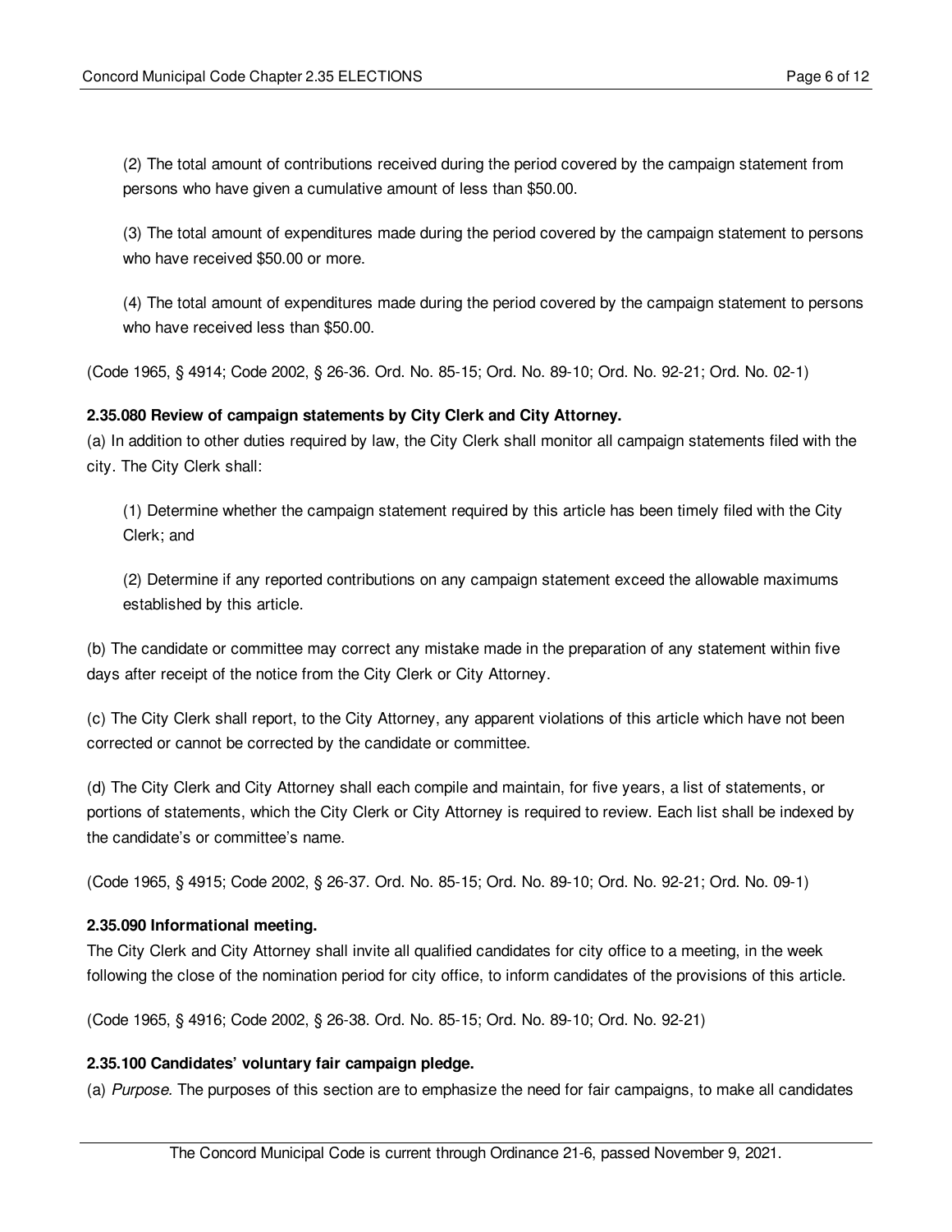(2) The total amount of contributions received during the period covered by the campaign statement from persons who have given a cumulative amount of less than $50.00.

(3) The total amount of expenditures made during the period covered by the campaign statement to persons who have received $50.00 or more.

(4) The total amount of expenditures made during the period covered by the campaign statement to persons who have received less than $50.00.

(Code 1965, § 4914; Code 2002, § 26-36. Ord. No. 85-15; Ord. No. 89-10; Ord. No. 92-21; Ord. No. 02-1)

**2.35.080 Review of campaign statements by City Clerk and City Attorney.**

(a) In addition to other duties required by law, the City Clerk shall monitor all campaign statements filed with the city. The City Clerk shall:

(1) Determine whether the campaign statement required by this article has been timely filed with the City Clerk; and

(2) Determine if any reported contributions on any campaign statement exceed the allowable maximums established by this article.

(b) The candidate or committee may correct any mistake made in the preparation of any statement within five days after receipt of the notice from the City Clerk or City Attorney.

(c) The City Clerk shall report, to the City Attorney, any apparent violations of this article which have not been corrected or cannot be corrected by the candidate or committee.

(d) The City Clerk and City Attorney shall each compile and maintain, for five years, a list of statements, or portions of statements, which the City Clerk or City Attorney is required to review. Each list shall be indexed by the candidate's or committee's name.

(Code 1965, § 4915; Code 2002, § 26-37. Ord. No. 85-15; Ord. No. 89-10; Ord. No. 92-21; Ord. No. 09-1)

**2.35.090 Informational meeting.**

The City Clerk and City Attorney shall invite all qualified candidates for city office to a meeting, in the week following the close of the nomination period for city office, to inform candidates of the provisions of this article.

(Code 1965, § 4916; Code 2002, § 26-38. Ord. No. 85-15; Ord. No. 89-10; Ord. No. 92-21)

**2.35.100 Candidates' voluntary fair campaign pledge.**

(a) *Purpose.* The purposes of this section are to emphasize the need for fair campaigns, to make all candidates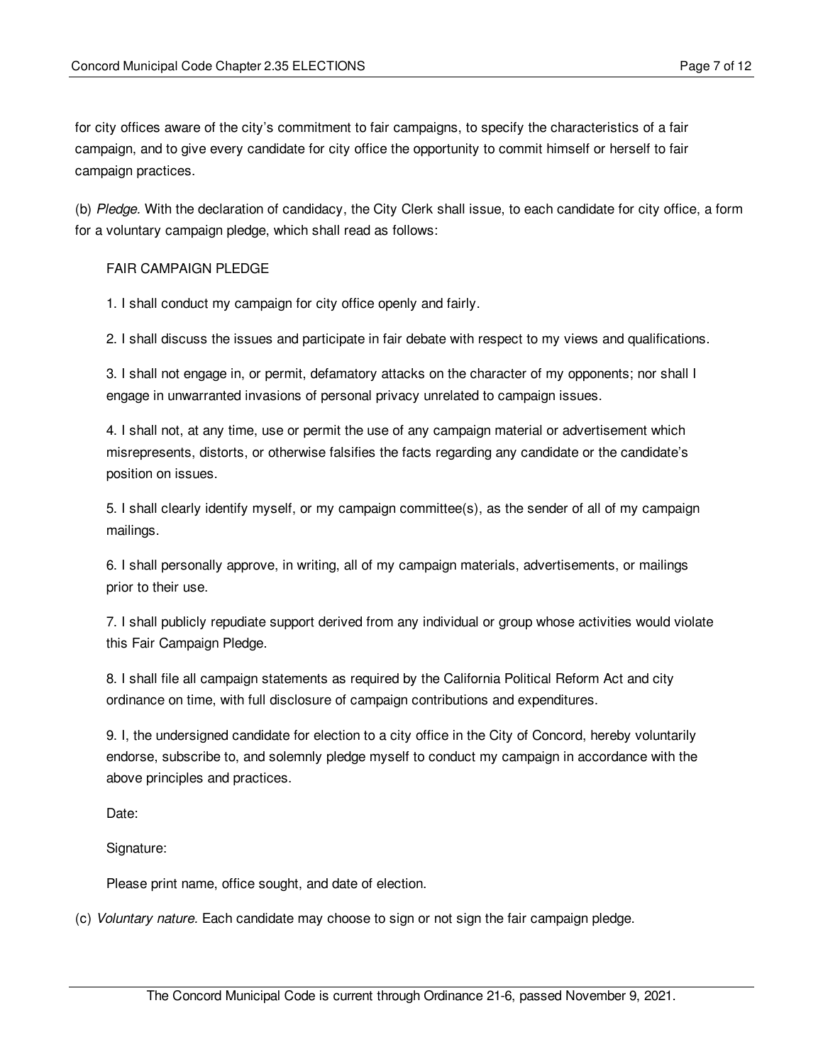for city offices aware of the city's commitment to fair campaigns, to specify the characteristics of a fair campaign, and to give every candidate for city office the opportunity to commit himself or herself to fair campaign practices.

(b) *Pledge.* With the declaration of candidacy, the City Clerk shall issue, to each candidate for city office, a form for a voluntary campaign pledge, which shall read as follows:

FAIR CAMPAIGN PLEDGE

1. I shall conduct my campaign for city office openly and fairly.

2. I shall discuss the issues and participate in fair debate with respect to my views and qualifications.

3. I shall not engage in, or permit, defamatory attacks on the character of my opponents; nor shall I engage in unwarranted invasions of personal privacy unrelated to campaign issues.

4. I shall not, at any time, use or permit the use of any campaign material or advertisement which misrepresents, distorts, or otherwise falsifies the facts regarding any candidate or the candidate's position on issues.

5. I shall clearly identify myself, or my campaign committee(s), as the sender of all of my campaign mailings.

6. I shall personally approve, in writing, all of my campaign materials, advertisements, or mailings prior to their use.

7. I shall publicly repudiate support derived from any individual or group whose activities would violate this Fair Campaign Pledge.

8. I shall file all campaign statements as required by the California Political Reform Act and city ordinance on time, with full disclosure of campaign contributions and expenditures.

9. I, the undersigned candidate for election to a city office in the City of Concord, hereby voluntarily endorse, subscribe to, and solemnly pledge myself to conduct my campaign in accordance with the above principles and practices.

Date:

Signature:

Please print name, office sought, and date of election.

(c) *Voluntary nature.* Each candidate may choose to sign or not sign the fair campaign pledge.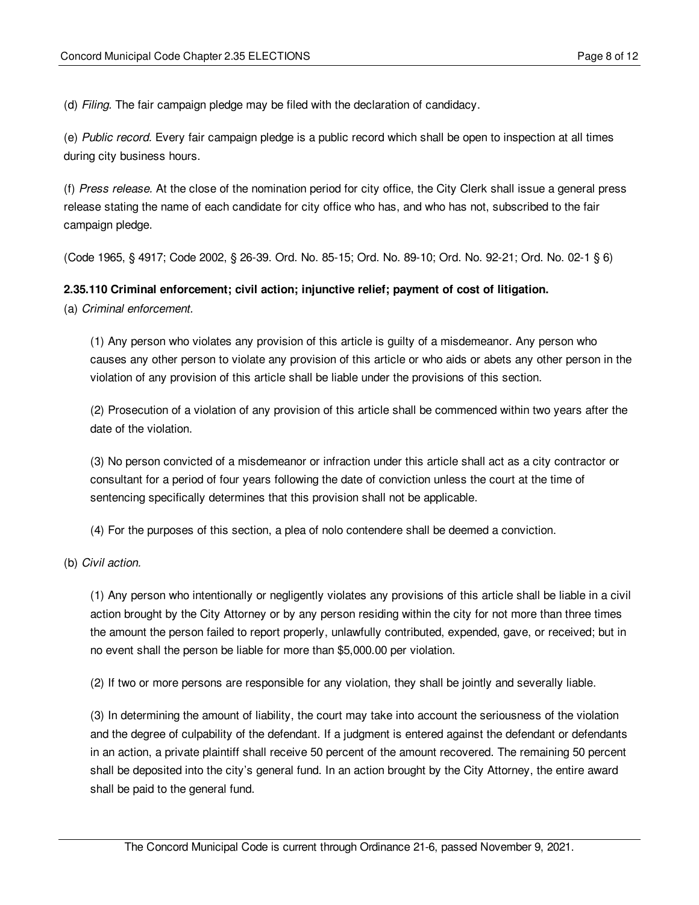(d) *Filing.* The fair campaign pledge may be filed with the declaration of candidacy.

(e) *Public record.* Every fair campaign pledge is a public record which shall be open to inspection at all times during city business hours.

(f) *Press release.* At the close of the nomination period for city office, the City Clerk shall issue a general press release stating the name of each candidate for city office who has, and who has not, subscribed to the fair campaign pledge.

(Code 1965, § 4917; Code 2002, § 26-39. Ord. No. 85-15; Ord. No. 89-10; Ord. No. 92-21; Ord. No. 02-1 § 6)

**2.35.110 Criminal enforcement; civil action; injunctive relief; payment of cost of litigation.**

(a) *Criminal enforcement.*

(1) Any person who violates any provision of this article is guilty of a misdemeanor. Any person who causes any other person to violate any provision of this article or who aids or abets any other person in the violation of any provision of this article shall be liable under the provisions of this section.

(2) Prosecution of a violation of any provision of this article shall be commenced within two years after the date of the violation.

(3) No person convicted of a misdemeanor or infraction under this article shall act as a city contractor or consultant for a period of four years following the date of conviction unless the court at the time of sentencing specifically determines that this provision shall not be applicable.

(4) For the purposes of this section, a plea of nolo contendere shall be deemed a conviction.

(b) *Civil action.*

(1) Any person who intentionally or negligently violates any provisions of this article shall be liable in a civil action brought by the City Attorney or by any person residing within the city for not more than three times the amount the person failed to report properly, unlawfully contributed, expended, gave, or received; but in no event shall the person be liable for more than $5,000.00 per violation.

(2) If two or more persons are responsible for any violation, they shall be jointly and severally liable.

(3) In determining the amount of liability, the court may take into account the seriousness of the violation and the degree of culpability of the defendant. If a judgment is entered against the defendant or defendants in an action, a private plaintiff shall receive 50 percent of the amount recovered. The remaining 50 percent shall be deposited into the city's general fund. In an action brought by the City Attorney, the entire award shall be paid to the general fund.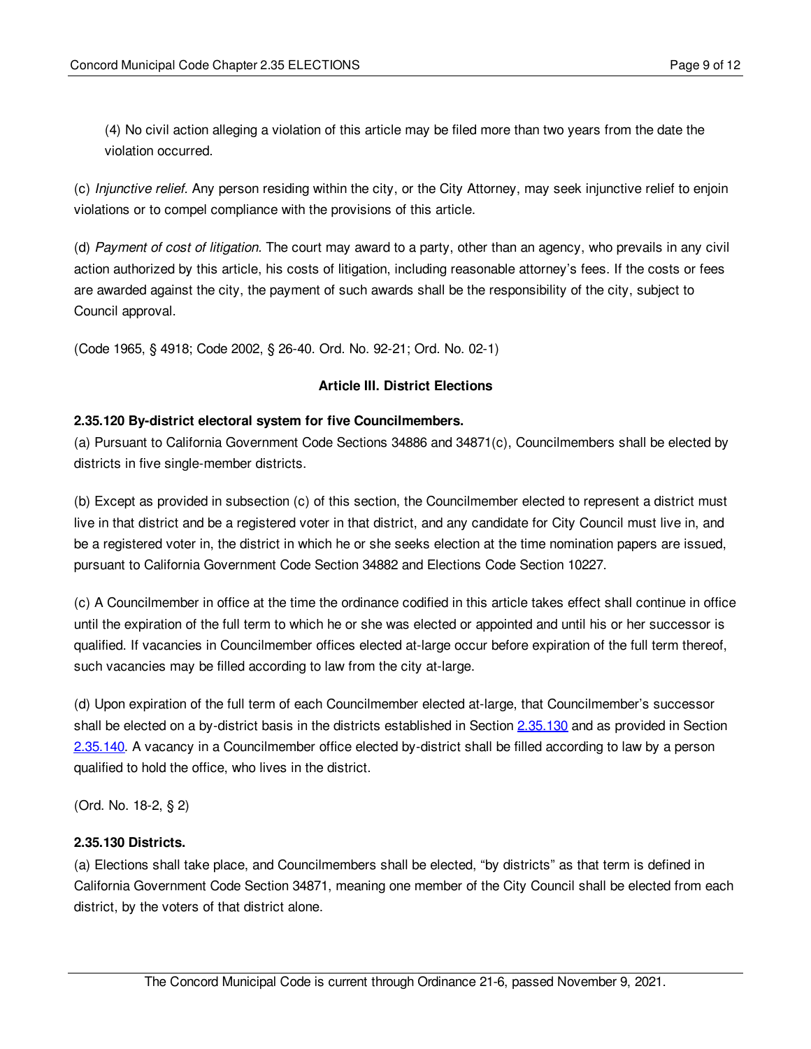(4) No civil action alleging a violation of this article may be filed more than two years from the date the violation occurred.

(c) *Injunctive relief.* Any person residing within the city, or the City Attorney, may seek injunctive relief to enjoin violations or to compel compliance with the provisions of this article.

(d) *Payment of cost of litigation.* The court may award to a party, other than an agency, who prevails in any civil action authorized by this article, his costs of litigation, including reasonable attorney's fees. If the costs or fees are awarded against the city, the payment of such awards shall be the responsibility of the city, subject to Council approval.

(Code 1965, § 4918; Code 2002, § 26-40. Ord. No. 92-21; Ord. No. 02-1)

## Article III. District Elections

### 2.35.120 By-district electoral system for five Councilmembers.

(a) Pursuant to California Government Code Sections 34886 and 34871(c), Councilmembers shall be elected by districts in five single-member districts.

(b) Except as provided in subsection (c) of this section, the Councilmember elected to represent a district must live in that district and be a registered voter in that district, and any candidate for City Council must live in, and be a registered voter in, the district in which he or she seeks election at the time nomination papers are issued, pursuant to California Government Code Section 34882 and Elections Code Section 10227.

(c) A Councilmember in office at the time the ordinance codified in this article takes effect shall continue in office until the expiration of the full term to which he or she was elected or appointed and until his or her successor is qualified. If vacancies in Councilmember offices elected at-large occur before expiration of the full term thereof, such vacancies may be filled according to law from the city at-large.

(d) Upon expiration of the full term of each Councilmember elected at-large, that Councilmember's successor shall be elected on a by-district basis in the districts established in Section 2.35.130 and as provided in Section 2.35.140. A vacancy in a Councilmember office elected by-district shall be filled according to law by a person qualified to hold the office, who lives in the district.

(Ord. No. 18-2, § 2)

### 2.35.130 Districts.

(a) Elections shall take place, and Councilmembers shall be elected, "by districts" as that term is defined in California Government Code Section 34871, meaning one member of the City Council shall be elected from each district, by the voters of that district alone.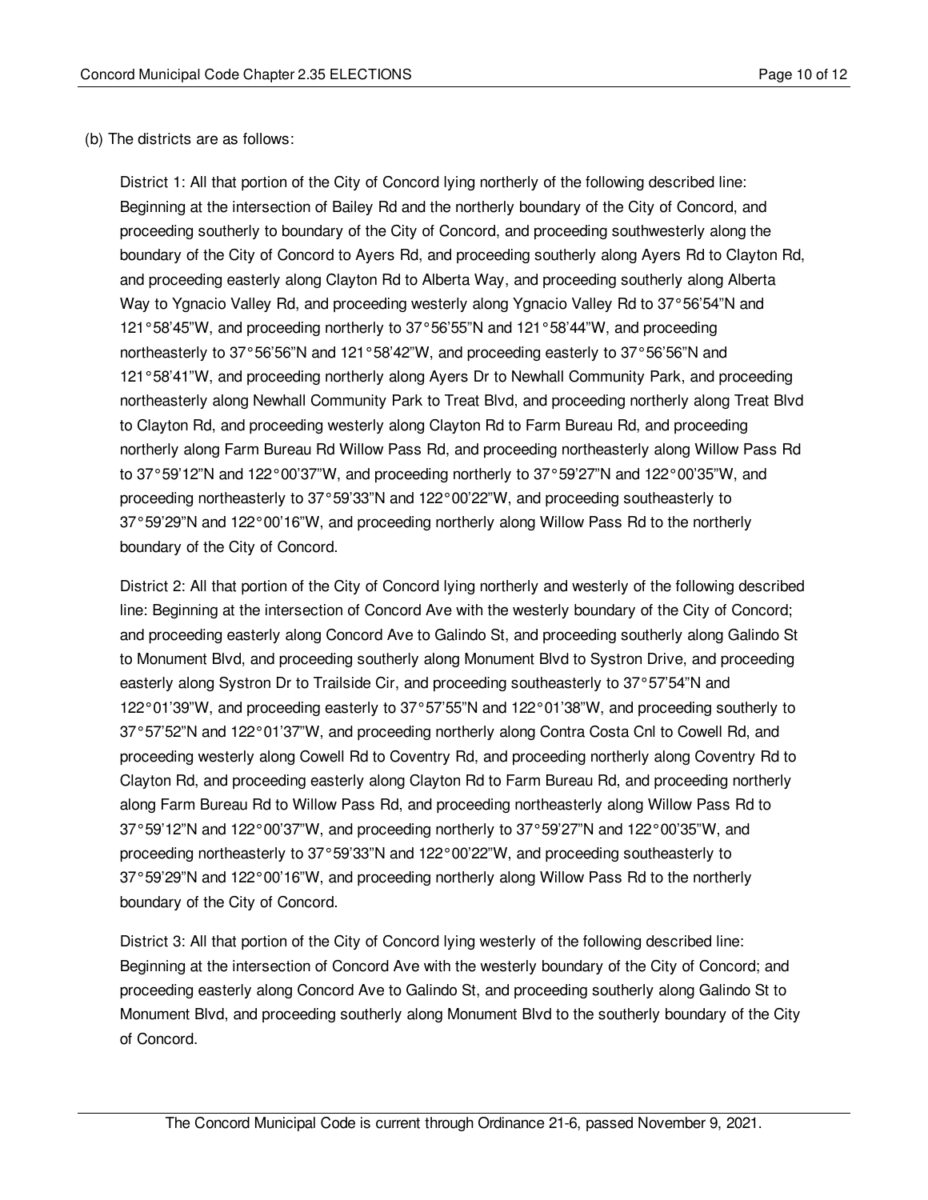(b) The districts are as follows:

District 1: All that portion of the City of Concord lying northerly of the following described line: Beginning at the intersection of Bailey Rd and the northerly boundary of the City of Concord, and proceeding southerly to boundary of the City of Concord, and proceeding southwesterly along the boundary of the City of Concord to Ayers Rd, and proceeding southerly along Ayers Rd to Clayton Rd, and proceeding easterly along Clayton Rd to Alberta Way, and proceeding southerly along Alberta Way to Ygnacio Valley Rd, and proceeding westerly along Ygnacio Valley Rd to 37°56'54"N and 121°58'45"W, and proceeding northerly to 37°56'55"N and 121°58'44"W, and proceeding northeasterly to 37°56'56"N and 121°58'42"W, and proceeding easterly to 37°56'56"N and 121°58'41"W, and proceeding northerly along Ayers Dr to Newhall Community Park, and proceeding northeasterly along Newhall Community Park to Treat Blvd, and proceeding northerly along Treat Blvd to Clayton Rd, and proceeding westerly along Clayton Rd to Farm Bureau Rd, and proceeding northerly along Farm Bureau Rd Willow Pass Rd, and proceeding northeasterly along Willow Pass Rd to 37°59'12"N and 122°00'37"W, and proceeding northerly to 37°59'27"N and 122°00'35"W, and proceeding northeasterly to 37°59'33"N and 122°00'22"W, and proceeding southeasterly to 37°59'29"N and 122°00'16"W, and proceeding northerly along Willow Pass Rd to the northerly boundary of the City of Concord.

District 2: All that portion of the City of Concord lying northerly and westerly of the following described line: Beginning at the intersection of Concord Ave with the westerly boundary of the City of Concord; and proceeding easterly along Concord Ave to Galindo St, and proceeding southerly along Galindo St to Monument Blvd, and proceeding southerly along Monument Blvd to Systron Drive, and proceeding easterly along Systron Dr to Trailside Cir, and proceeding southeasterly to 37°57'54"N and 122°01'39"W, and proceeding easterly to 37°57'55"N and 122°01'38"W, and proceeding southerly to 37°57'52"N and 122°01'37"W, and proceeding northerly along Contra Costa Cnl to Cowell Rd, and proceeding westerly along Cowell Rd to Coventry Rd, and proceeding northerly along Coventry Rd to Clayton Rd, and proceeding easterly along Clayton Rd to Farm Bureau Rd, and proceeding northerly along Farm Bureau Rd to Willow Pass Rd, and proceeding northeasterly along Willow Pass Rd to 37°59'12"N and 122°00'37"W, and proceeding northerly to 37°59'27"N and 122°00'35"W, and proceeding northeasterly to 37°59'33"N and 122°00'22"W, and proceeding southeasterly to 37°59'29"N and 122°00'16"W, and proceeding northerly along Willow Pass Rd to the northerly boundary of the City of Concord.

District 3: All that portion of the City of Concord lying westerly of the following described line: Beginning at the intersection of Concord Ave with the westerly boundary of the City of Concord; and proceeding easterly along Concord Ave to Galindo St, and proceeding southerly along Galindo St to Monument Blvd, and proceeding southerly along Monument Blvd to the southerly boundary of the City of Concord.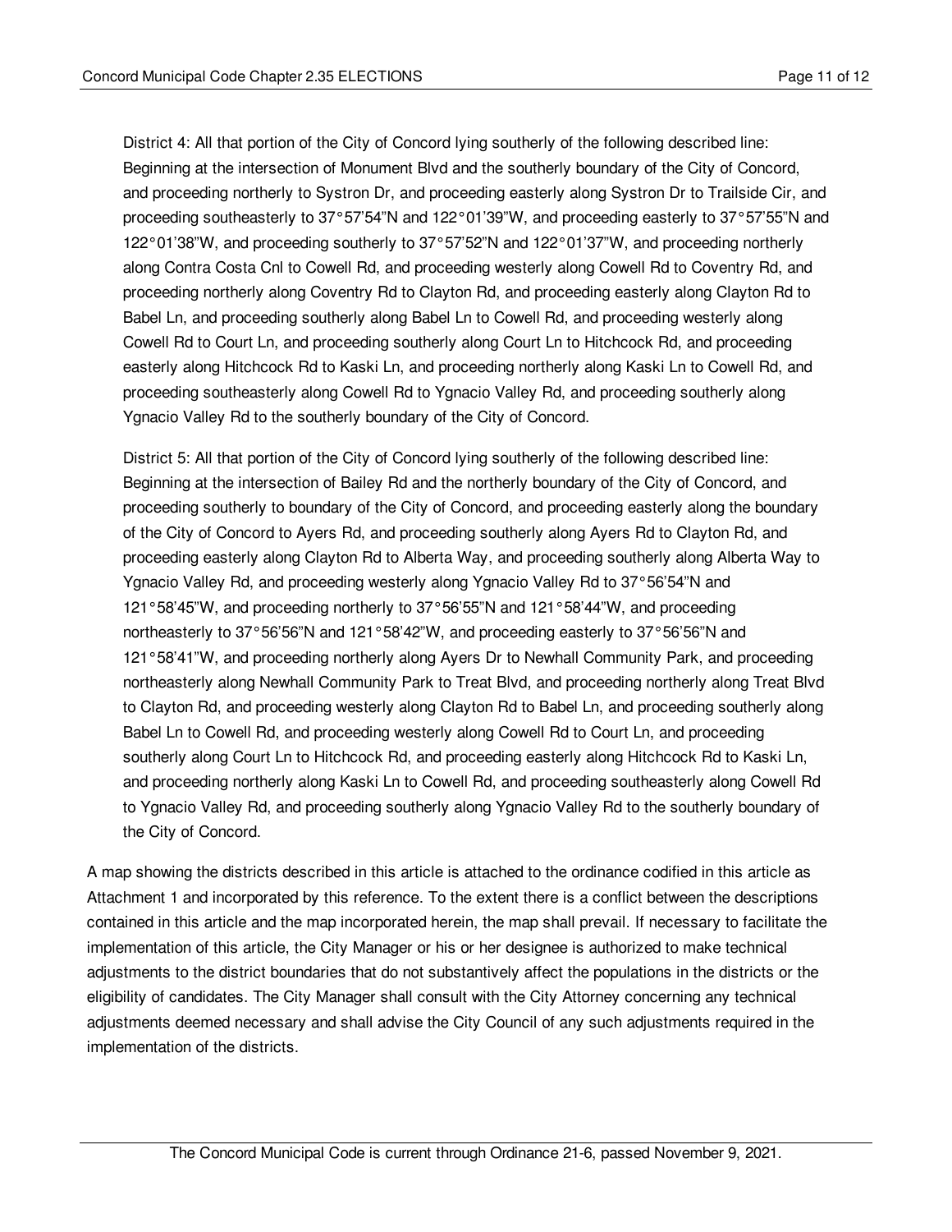District 4: All that portion of the City of Concord lying southerly of the following described line: Beginning at the intersection of Monument Blvd and the southerly boundary of the City of Concord, and proceeding northerly to Systron Dr, and proceeding easterly along Systron Dr to Trailside Cir, and proceeding southeasterly to 37°57'54"N and 122°01'39"W, and proceeding easterly to 37°57'55"N and 122°01'38"W, and proceeding southerly to 37°57'52"N and 122°01'37"W, and proceeding northerly along Contra Costa Cnl to Cowell Rd, and proceeding westerly along Cowell Rd to Coventry Rd, and proceeding northerly along Coventry Rd to Clayton Rd, and proceeding easterly along Clayton Rd to Babel Ln, and proceeding southerly along Babel Ln to Cowell Rd, and proceeding westerly along Cowell Rd to Court Ln, and proceeding southerly along Court Ln to Hitchcock Rd, and proceeding easterly along Hitchcock Rd to Kaski Ln, and proceeding northerly along Kaski Ln to Cowell Rd, and proceeding southeasterly along Cowell Rd to Ygnacio Valley Rd, and proceeding southerly along Ygnacio Valley Rd to the southerly boundary of the City of Concord.

District 5: All that portion of the City of Concord lying southerly of the following described line: Beginning at the intersection of Bailey Rd and the northerly boundary of the City of Concord, and proceeding southerly to boundary of the City of Concord, and proceeding easterly along the boundary of the City of Concord to Ayers Rd, and proceeding southerly along Ayers Rd to Clayton Rd, and proceeding easterly along Clayton Rd to Alberta Way, and proceeding southerly along Alberta Way to Ygnacio Valley Rd, and proceeding westerly along Ygnacio Valley Rd to 37°56'54"N and 121°58'45"W, and proceeding northerly to 37°56'55"N and 121°58'44"W, and proceeding northeasterly to 37°56'56"N and 121°58'42"W, and proceeding easterly to 37°56'56"N and 121°58'41"W, and proceeding northerly along Ayers Dr to Newhall Community Park, and proceeding northeasterly along Newhall Community Park to Treat Blvd, and proceeding northerly along Treat Blvd to Clayton Rd, and proceeding westerly along Clayton Rd to Babel Ln, and proceeding southerly along Babel Ln to Cowell Rd, and proceeding westerly along Cowell Rd to Court Ln, and proceeding southerly along Court Ln to Hitchcock Rd, and proceeding easterly along Hitchcock Rd to Kaski Ln, and proceeding northerly along Kaski Ln to Cowell Rd, and proceeding southeasterly along Cowell Rd to Ygnacio Valley Rd, and proceeding southerly along Ygnacio Valley Rd to the southerly boundary of the City of Concord.

A map showing the districts described in this article is attached to the ordinance codified in this article as Attachment 1 and incorporated by this reference. To the extent there is a conflict between the descriptions contained in this article and the map incorporated herein, the map shall prevail. If necessary to facilitate the implementation of this article, the City Manager or his or her designee is authorized to make technical adjustments to the district boundaries that do not substantively affect the populations in the districts or the eligibility of candidates. The City Manager shall consult with the City Attorney concerning any technical adjustments deemed necessary and shall advise the City Council of any such adjustments required in the implementation of the districts.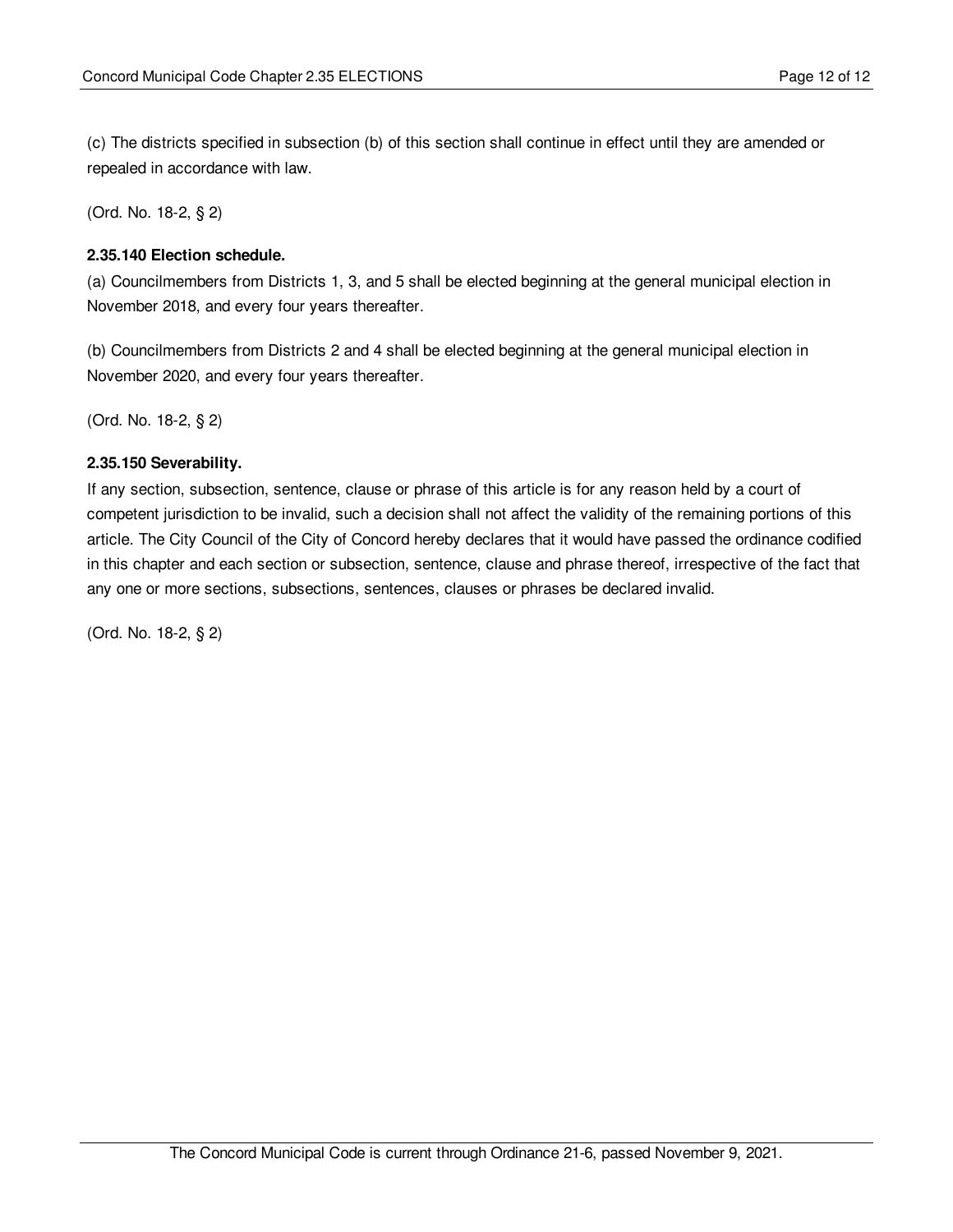(c) The districts specified in subsection (b) of this section shall continue in effect until they are amended or repealed in accordance with law.

(Ord. No. 18-2, § 2)

**2.35.140 Election schedule.**

(a) Councilmembers from Districts 1, 3, and 5 shall be elected beginning at the general municipal election in November 2018, and every four years thereafter.

(b) Councilmembers from Districts 2 and 4 shall be elected beginning at the general municipal election in November 2020, and every four years thereafter.

(Ord. No. 18-2, § 2)

**2.35.150 Severability.**

If any section, subsection, sentence, clause or phrase of this article is for any reason held by a court of competent jurisdiction to be invalid, such a decision shall not affect the validity of the remaining portions of this article. The City Council of the City of Concord hereby declares that it would have passed the ordinance codified in this chapter and each section or subsection, sentence, clause and phrase thereof, irrespective of the fact that any one or more sections, subsections, sentences, clauses or phrases be declared invalid.

(Ord. No. 18-2, § 2)